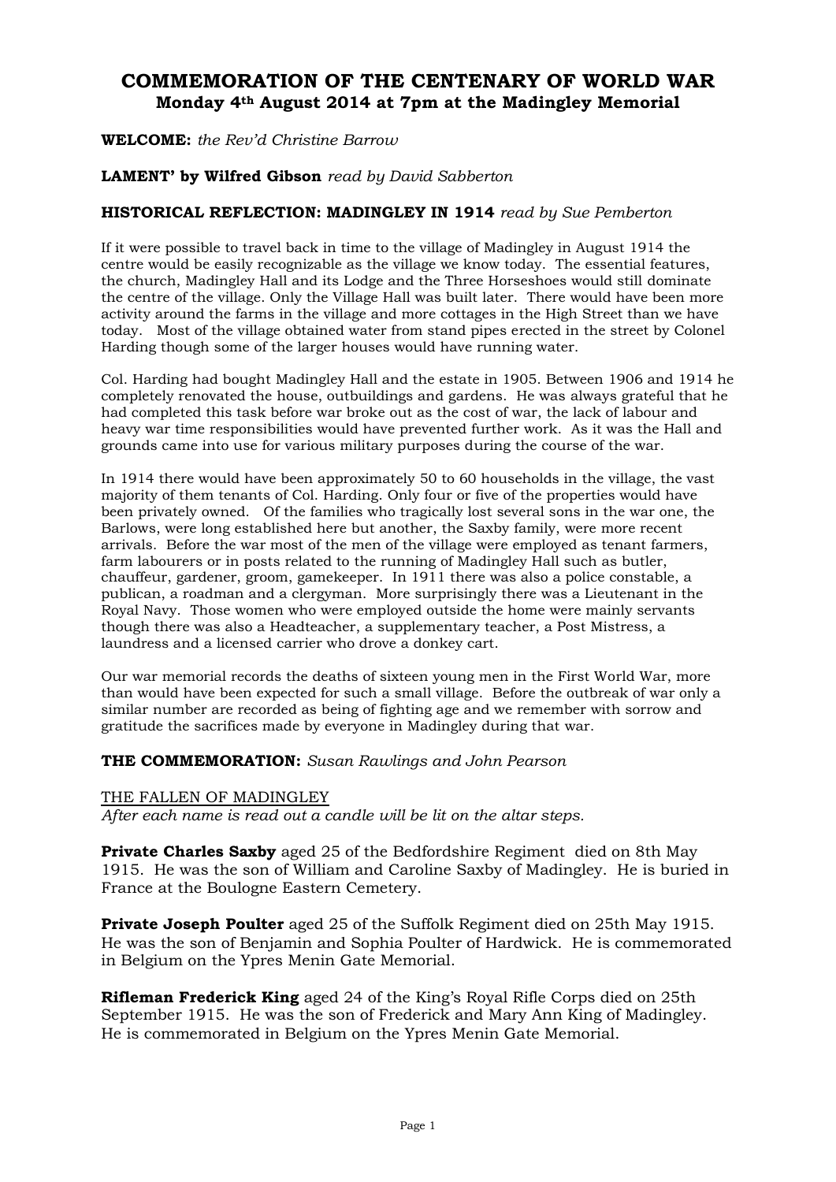# COMMEMORATION OF THE CENTENARY OF WORLD WAR

## Monday 4th August 2014 at 7pm at the Madingley Memorial

**WELCOME:** *the Rev'd Christine Barrow*

**LAMENT' by Wilfred Gibson** *read by David Sabberton*

**HISTORICAL REFLECTION: MADINGLEY IN 1914** *read by Sue Pemberton*

If it were possible to travel back in time to the village of Madingley in August 1914 the centre would be easily recognizable as the village we know today. The essential features, the church, Madingley Hall and its Lodge and the Three Horseshoes would still dominate the centre of the village. Only the Village Hall was built later. There would have been more activity around the farms in the village and more cottages in the High Street than we have today. Most of the village obtained water from stand pipes erected in the street by Colonel Harding though some of the larger houses would have running water.

Col. Harding had bought Madingley Hall and the estate in 1905. Between 1906 and 1914 he completely renovated the house, outbuildings and gardens. He was always grateful that he had completed this task before war broke out as the cost of war, the lack of labour and heavy war time responsibilities would have prevented further work. As it was the Hall and grounds came into use for various military purposes during the course of the war.

In 1914 there would have been approximately 50 to 60 households in the village, the vast majority of them tenants of Col. Harding. Only four or five of the properties would have been privately owned. Of the families who tragically lost several sons in the war one, the Barlows, were long established here but another, the Saxby family, were more recent arrivals. Before the war most of the men of the village were employed as tenant farmers, farm labourers or in posts related to the running of Madingley Hall such as butler, chauffeur, gardener, groom, gamekeeper. In 1911 there was also a police constable, a publican, a roadman and a clergyman. More surprisingly there was a Lieutenant in the Royal Navy. Those women who were employed outside the home were mainly servants though there was also a Headteacher, a supplementary teacher, a Post Mistress, a laundress and a licensed carrier who drove a donkey cart.

Our war memorial records the deaths of sixteen young men in the First World War, more than would have been expected for such a small village. Before the outbreak of war only a similar number are recorded as being of fighting age and we remember with sorrow and gratitude the sacrifices made by everyone in Madingley during that war.

**THE COMMEMORATION:** *Susan Rawlings and John Pearson*

<u>THE FALLEN OF MADINGLEY</u>

*After each name is read out a candle will be lit on the altar steps.*

**Private Charles Saxby** aged 25 of the Bedfordshire Regiment died on 8th May 1915. He was the son of William and Caroline Saxby of Madingley. He is buried in France at the Boulogne Eastern Cemetery.

**Private Joseph Poulter** aged 25 of the Suffolk Regiment died on 25th May 1915. He was the son of Benjamin and Sophia Poulter of Hardwick. He is commemorated in Belgium on the Ypres Menin Gate Memorial.

**Rifleman Frederick King** aged 24 of the King's Royal Rifle Corps died on 25th September 1915. He was the son of Frederick and Mary Ann King of Madingley. He is commemorated in Belgium on the Ypres Menin Gate Memorial.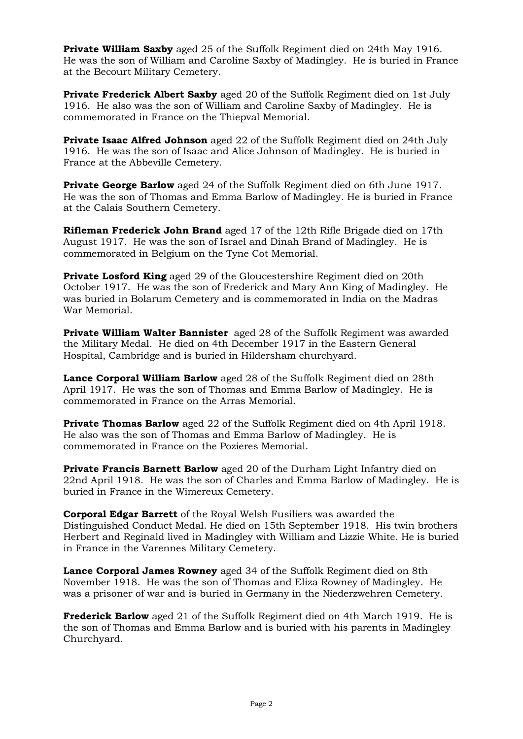**Private William Saxby** aged 25 of the Suffolk Regiment died on 24th May 1916. He was the son of William and Caroline Saxby of Madingley. He is buried in France at the Becourt Military Cemetery.

**Private Frederick Albert Saxby** aged 20 of the Suffolk Regiment died on 1st July 1916. He also was the son of William and Caroline Saxby of Madingley. He is commemorated in France on the Thiepval Memorial.

**Private Isaac Alfred Johnson** aged 22 of the Suffolk Regiment died on 24th July 1916. He was the son of Isaac and Alice Johnson of Madingley. He is buried in France at the Abbeville Cemetery.

**Private George Barlow** aged 24 of the Suffolk Regiment died on 6th June 1917. He was the son of Thomas and Emma Barlow of Madingley. He is buried in France at the Calais Southern Cemetery.

**Rifleman Frederick John Brand** aged 17 of the 12th Rifle Brigade died on 17th August 1917. He was the son of Israel and Dinah Brand of Madingley. He is commemorated in Belgium on the Tyne Cot Memorial.

**Private Losford King** aged 29 of the Gloucestershire Regiment died on 20th October 1917. He was the son of Frederick and Mary Ann King of Madingley. He was buried in Bolarum Cemetery and is commemorated in India on the Madras War Memorial.

**Private William Walter Bannister** aged 28 of the Suffolk Regiment was awarded the Military Medal. He died on 4th December 1917 in the Eastern General Hospital, Cambridge and is buried in Hildersham churchyard.

**Lance Corporal William Barlow** aged 28 of the Suffolk Regiment died on 28th April 1917. He was the son of Thomas and Emma Barlow of Madingley. He is commemorated in France on the Arras Memorial.

**Private Thomas Barlow** aged 22 of the Suffolk Regiment died on 4th April 1918. He also was the son of Thomas and Emma Barlow of Madingley. He is commemorated in France on the Pozieres Memorial.

**Private Francis Barnett Barlow** aged 20 of the Durham Light Infantry died on 22nd April 1918. He was the son of Charles and Emma Barlow of Madingley. He is buried in France in the Wimereux Cemetery.

**Corporal Edgar Barrett** of the Royal Welsh Fusiliers was awarded the Distinguished Conduct Medal. He died on 15th September 1918. His twin brothers Herbert and Reginald lived in Madingley with William and Lizzie White. He is buried in France in the Varennes Military Cemetery.

**Lance Corporal James Rowney** aged 34 of the Suffolk Regiment died on 8th November 1918. He was the son of Thomas and Eliza Rowney of Madingley. He was a prisoner of war and is buried in Germany in the Niederzwehren Cemetery.

**Frederick Barlow** aged 21 of the Suffolk Regiment died on 4th March 1919. He is the son of Thomas and Emma Barlow and is buried with his parents in Madingley Churchyard.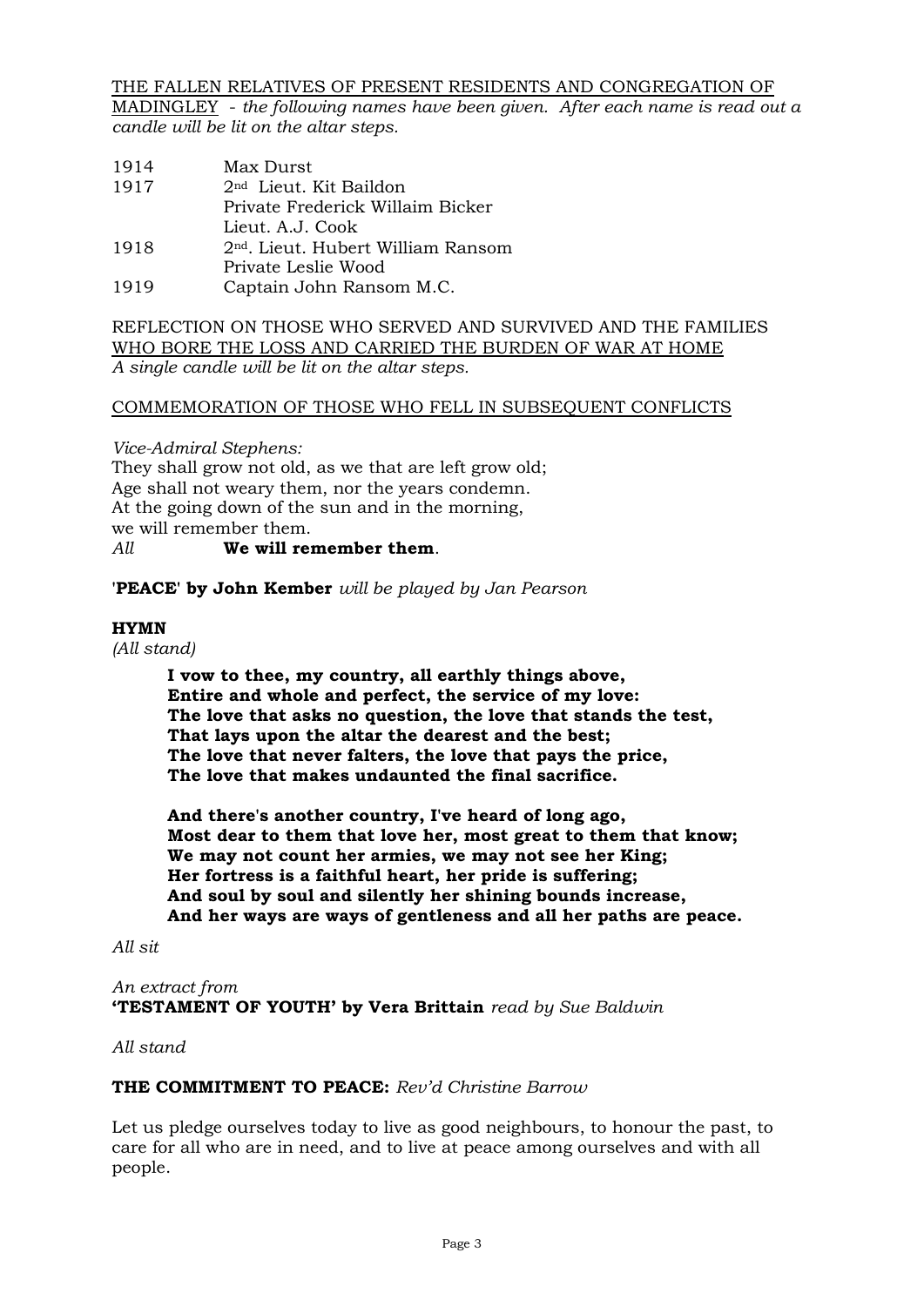THE FALLEN RELATIVES OF PRESENT RESIDENTS AND CONGREGATION OF MADINGLEY - *the following names have been given. After each name is read out a candle will be lit on the altar steps.*

| | |
|---|---|
| 1914 | Max Durst |
| 1917 | 2nd Lieut. Kit Baildon |
| | Private Frederick Willaim Bicker |
| | Lieut. A.J. Cook |
| 1918 | 2nd. Lieut. Hubert William Ransom |
| | Private Leslie Wood |
| 1919 | Captain John Ransom M.C. |

REFLECTION ON THOSE WHO SERVED AND SURVIVED AND THE FAMILIES WHO BORE THE LOSS AND CARRIED THE BURDEN OF WAR AT HOME

*A single candle will be lit on the altar steps.*

COMMEMORATION OF THOSE WHO FELL IN SUBSEQUENT CONFLICTS

*Vice-Admiral Stephens:*

They shall grow not old, as we that are left grow old;
Age shall not weary them, nor the years condemn.
At the going down of the sun and in the morning,
we will remember them.

*All* **We will remember them**.

'**PEACE**' **by John Kember** *will be played by Jan Pearson*

**HYMN**

*(All stand)*

**I vow to thee, my country, all earthly things above,**
**Entire and whole and perfect, the service of my love:**
**The love that asks no question, the love that stands the test,**
**That lays upon the altar the dearest and the best;**
**The love that never falters, the love that pays the price,**
**The love that makes undaunted the final sacrifice.**

**And there's another country, I've heard of long ago,**
**Most dear to them that love her, most great to them that know;**
**We may not count her armies, we may not see her King;**
**Her fortress is a faithful heart, her pride is suffering;**
**And soul by soul and silently her shining bounds increase,**
**And her ways are ways of gentleness and all her paths are peace.**

*All sit*

*An extract from*
**'TESTAMENT OF YOUTH' by Vera Brittain** *read by Sue Baldwin*

*All stand*

**THE COMMITMENT TO PEACE:** *Rev'd Christine Barrow*

Let us pledge ourselves today to live as good neighbours, to honour the past, to care for all who are in need, and to live at peace among ourselves and with all people.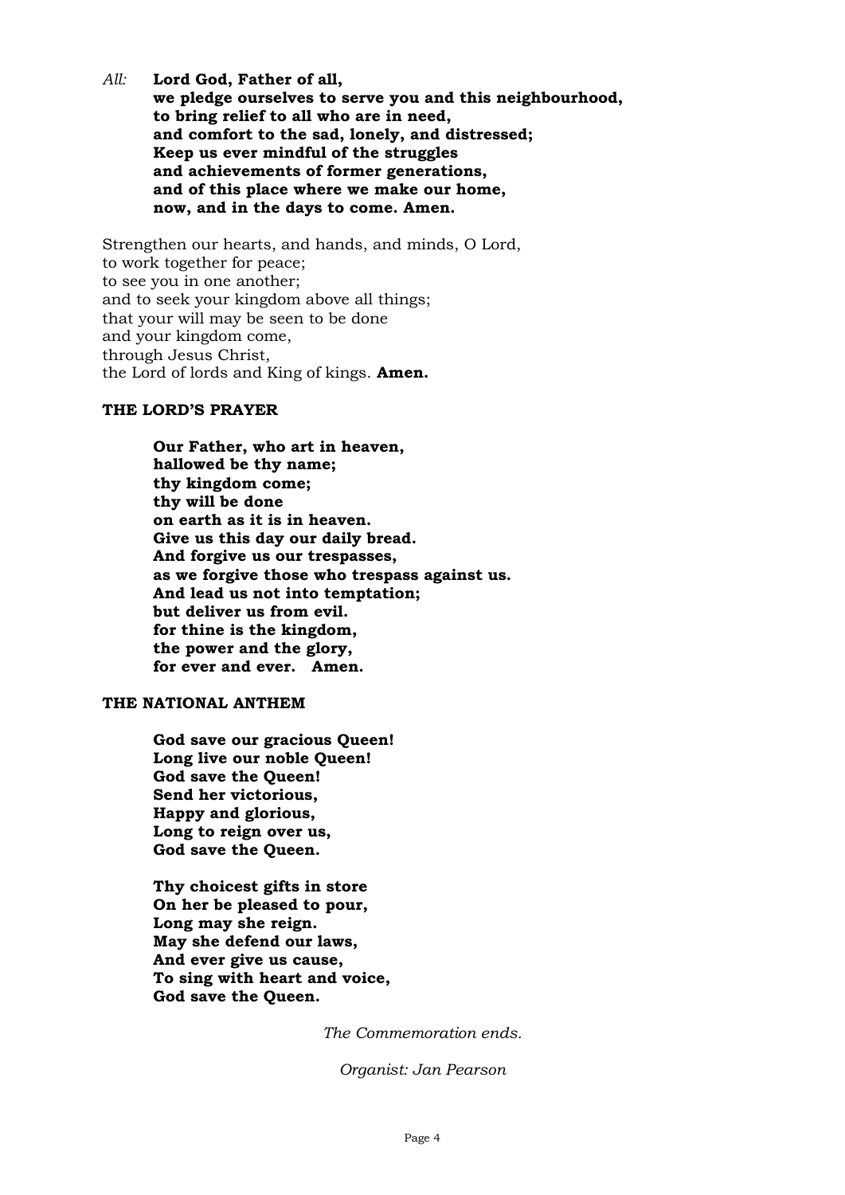*All:* **Lord God, Father of all,**
**we pledge ourselves to serve you and this neighbourhood,**
**to bring relief to all who are in need,**
**and comfort to the sad, lonely, and distressed;**
**Keep us ever mindful of the struggles**
**and achievements of former generations,**
**and of this place where we make our home,**
**now, and in the days to come. Amen.**

Strengthen our hearts, and hands, and minds, O Lord,
to work together for peace;
to see you in one another;
and to seek your kingdom above all things;
that your will may be seen to be done
and your kingdom come,
through Jesus Christ,
the Lord of lords and King of kings. **Amen.**

**THE LORD'S PRAYER**

**Our Father, who art in heaven,**
**hallowed be thy name;**
**thy kingdom come;**
**thy will be done**
**on earth as it is in heaven.**
**Give us this day our daily bread.**
**And forgive us our trespasses,**
**as we forgive those who trespass against us.**
**And lead us not into temptation;**
**but deliver us from evil.**
**for thine is the kingdom,**
**the power and the glory,**
**for ever and ever. Amen.**

**THE NATIONAL ANTHEM**

**God save our gracious Queen!**
**Long live our noble Queen!**
**God save the Queen!**
**Send her victorious,**
**Happy and glorious,**
**Long to reign over us,**
**God save the Queen.**

**Thy choicest gifts in store**
**On her be pleased to pour,**
**Long may she reign.**
**May she defend our laws,**
**And ever give us cause,**
**To sing with heart and voice,**
**God save the Queen.**

*The Commemoration ends.*

*Organist: Jan Pearson*